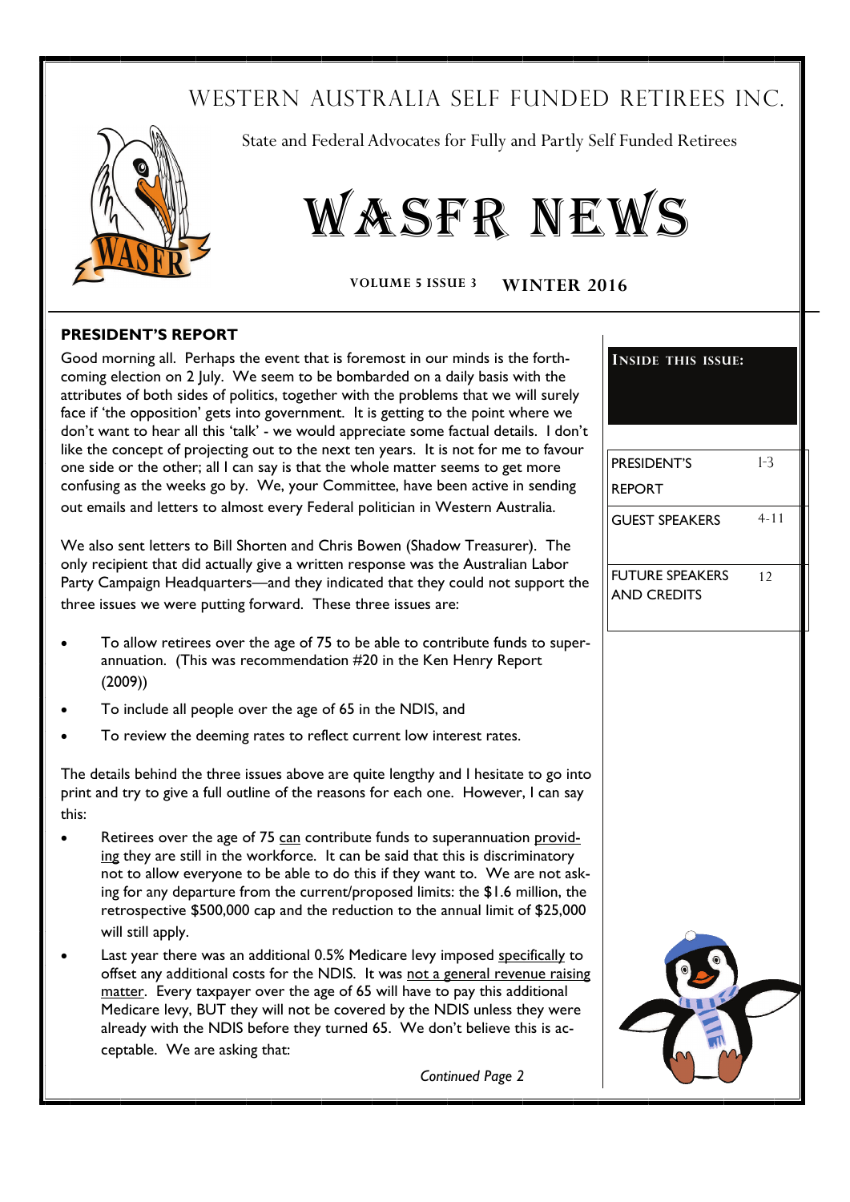# WESTERN AUSTRALIA SELF FUNDED RETIREES INC.

State and Federal Advocates for Fully and Partly Self Funded Retirees

# WASFR NEWS

VOLUME 5 ISSUE 3 **WINTER 2016**

**INSIDE THIS ISSUE:**

| | |
|---|---|
| PRESIDENT'S REPORT | 1-3 |
| GUEST SPEAKERS | 4-11 |
| FUTURE SPEAKERS AND CREDITS | 12 |

## PRESIDENT'S REPORT

Good morning all. Perhaps the event that is foremost in our minds is the forthcoming election on 2 July. We seem to be bombarded on a daily basis with the attributes of both sides of politics, together with the problems that we will surely face if 'the opposition' gets into government. It is getting to the point where we don't want to hear all this 'talk' - we would appreciate some factual details. I don't like the concept of projecting out to the next ten years. It is not for me to favour one side or the other; all I can say is that the whole matter seems to get more confusing as the weeks go by. We, your Committee, have been active in sending out emails and letters to almost every Federal politician in Western Australia.

We also sent letters to Bill Shorten and Chris Bowen (Shadow Treasurer). The only recipient that did actually give a written response was the Australian Labor Party Campaign Headquarters—and they indicated that they could not support the three issues we were putting forward. These three issues are:

- To allow retirees over the age of 75 to be able to contribute funds to superannuation. (This was recommendation #20 in the Ken Henry Report (2009))
- To include all people over the age of 65 in the NDIS, and
- To review the deeming rates to reflect current low interest rates.

The details behind the three issues above are quite lengthy and I hesitate to go into print and try to give a full outline of the reasons for each one. However, I can say this:

- Retirees over the age of 75 can contribute funds to superannuation providing they are still in the workforce. It can be said that this is discriminatory not to allow everyone to be able to do this if they want to. We are not asking for any departure from the current/proposed limits: the $1.6 million, the retrospective $500,000 cap and the reduction to the annual limit of $25,000 will still apply.
- Last year there was an additional 0.5% Medicare levy imposed specifically to offset any additional costs for the NDIS. It was not a general revenue raising matter. Every taxpayer over the age of 65 will have to pay this additional Medicare levy, BUT they will not be covered by the NDIS unless they were already with the NDIS before they turned 65. We don't believe this is acceptable. We are asking that:

*Continued Page 2*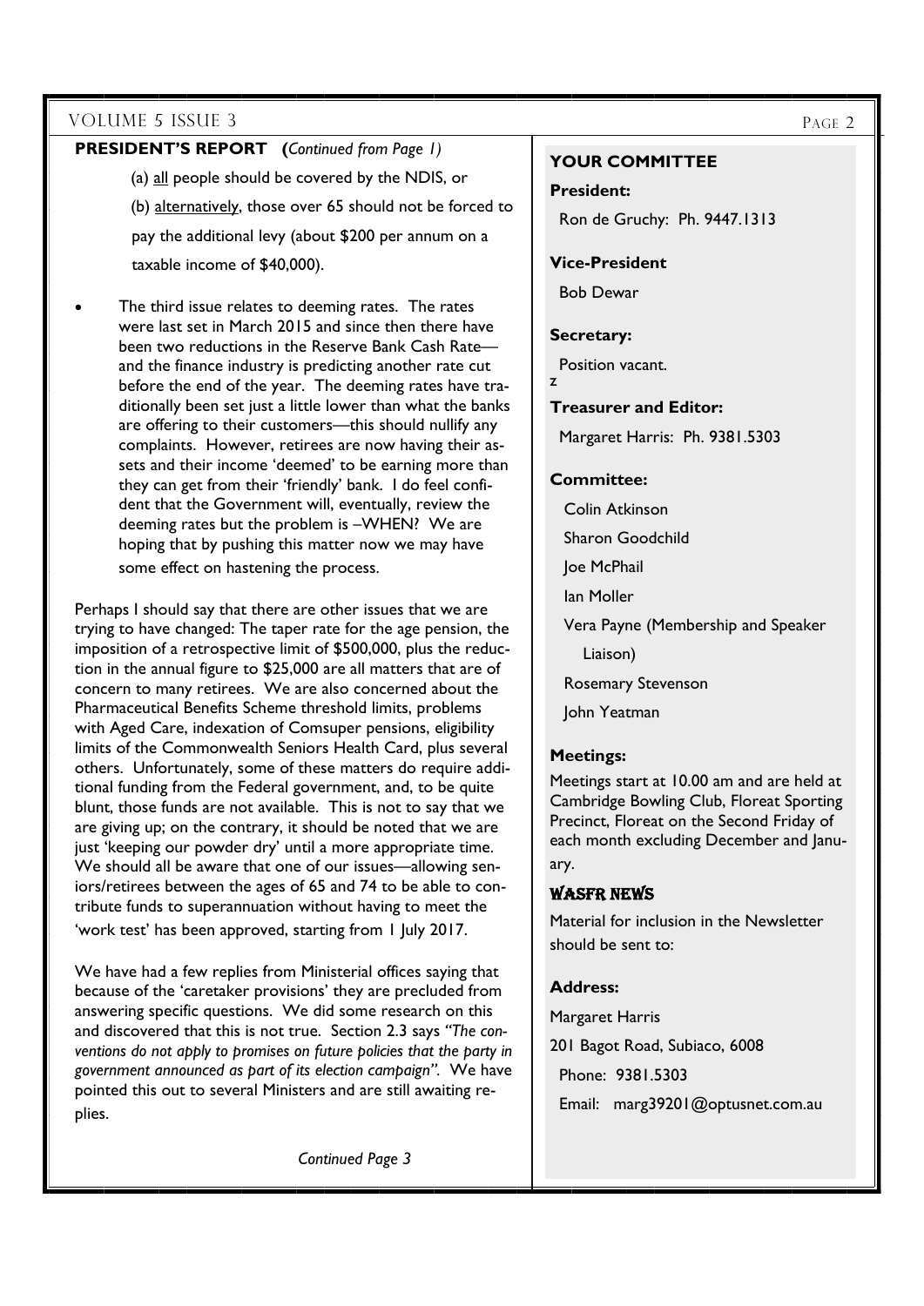## PRESIDENT'S REPORT (*Continued from Page 1)*

(a) all people should be covered by the NDIS, or

(b) alternatively, those over 65 should not be forced to pay the additional levy (about $200 per annum on a taxable income of $40,000).

- The third issue relates to deeming rates. The rates were last set in March 2015 and since then there have been two reductions in the Reserve Bank Cash Rate—and the finance industry is predicting another rate cut before the end of the year. The deeming rates have traditionally been set just a little lower than what the banks are offering to their customers—this should nullify any complaints. However, retirees are now having their assets and their income 'deemed' to be earning more than they can get from their 'friendly' bank. I do feel confident that the Government will, eventually, review the deeming rates but the problem is –WHEN? We are hoping that by pushing this matter now we may have some effect on hastening the process.

Perhaps I should say that there are other issues that we are trying to have changed: The taper rate for the age pension, the imposition of a retrospective limit of $500,000, plus the reduction in the annual figure to $25,000 are all matters that are of concern to many retirees. We are also concerned about the Pharmaceutical Benefits Scheme threshold limits, problems with Aged Care, indexation of Comsuper pensions, eligibility limits of the Commonwealth Seniors Health Card, plus several others. Unfortunately, some of these matters do require additional funding from the Federal government, and, to be quite blunt, those funds are not available. This is not to say that we are giving up; on the contrary, it should be noted that we are just 'keeping our powder dry' until a more appropriate time. We should all be aware that one of our issues—allowing seniors/retirees between the ages of 65 and 74 to be able to contribute funds to superannuation without having to meet the 'work test' has been approved, starting from 1 July 2017.

We have had a few replies from Ministerial offices saying that because of the 'caretaker provisions' they are precluded from answering specific questions. We did some research on this and discovered that this is not true. Section 2.3 says *"The conventions do not apply to promises on future policies that the party in government announced as part of its election campaign".* We have pointed this out to several Ministers and are still awaiting replies.

*Continued Page 3*

### YOUR COMMITTEE

**President:**

Ron de Gruchy: Ph. 9447.1313

**Vice-President**

Bob Dewar

**Secretary:**

Position vacant.

z

**Treasurer and Editor:**

Margaret Harris: Ph. 9381.5303

**Committee:**

Colin Atkinson

Sharon Goodchild

Joe McPhail

Ian Moller

Vera Payne (Membership and Speaker Liaison)

Rosemary Stevenson

John Yeatman

**Meetings:**

Meetings start at 10.00 am and are held at Cambridge Bowling Club, Floreat Sporting Precinct, Floreat on the Second Friday of each month excluding December and January.

### WASFR NEWS

Material for inclusion in the Newsletter should be sent to:

**Address:**

Margaret Harris

201 Bagot Road, Subiaco, 6008

Phone: 9381.5303

Email: marg39201@optusnet.com.au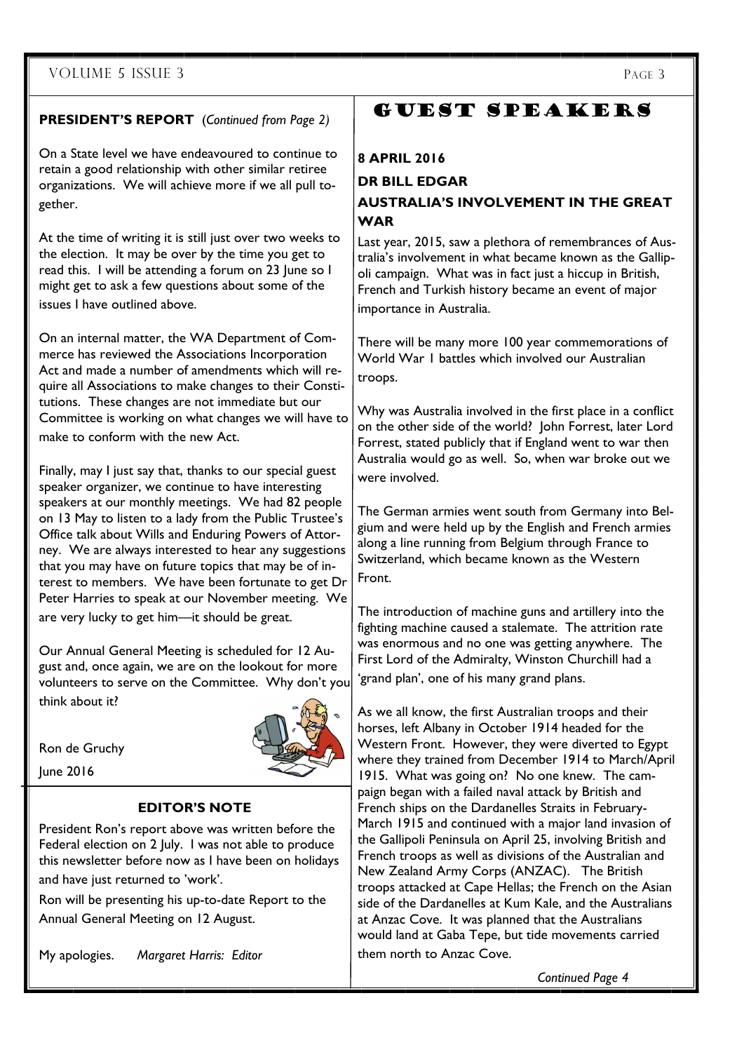## PRESIDENT'S REPORT (*Continued from Page 2)*

On a State level we have endeavoured to continue to retain a good relationship with other similar retiree organizations. We will achieve more if we all pull together.

At the time of writing it is still just over two weeks to the election. It may be over by the time you get to read this. I will be attending a forum on 23 June so I might get to ask a few questions about some of the issues I have outlined above.

On an internal matter, the WA Department of Commerce has reviewed the Associations Incorporation Act and made a number of amendments which will require all Associations to make changes to their Constitutions. These changes are not immediate but our Committee is working on what changes we will have to make to conform with the new Act.

Finally, may I just say that, thanks to our special guest speaker organizer, we continue to have interesting speakers at our monthly meetings. We had 82 people on 13 May to listen to a lady from the Public Trustee's Office talk about Wills and Enduring Powers of Attorney. We are always interested to hear any suggestions that you may have on future topics that may be of interest to members. We have been fortunate to get Dr Peter Harries to speak at our November meeting. We are very lucky to get him—it should be great.

Our Annual General Meeting is scheduled for 12 August and, once again, we are on the lookout for more volunteers to serve on the Committee. Why don't you think about it?

Ron de Gruchy

June 2016

## EDITOR'S NOTE

President Ron's report above was written before the Federal election on 2 July. I was not able to produce this newsletter before now as I have been on holidays and have just returned to 'work'.

Ron will be presenting his up-to-date Report to the Annual General Meeting on 12 August.

My apologies. *Margaret Harris: Editor*

# GUEST SPEAKERS

**8 APRIL 2016**

**DR BILL EDGAR**

### AUSTRALIA'S INVOLVEMENT IN THE GREAT WAR

Last year, 2015, saw a plethora of remembrances of Australia's involvement in what became known as the Gallipoli campaign. What was in fact just a hiccup in British, French and Turkish history became an event of major importance in Australia.

There will be many more 100 year commemorations of World War 1 battles which involved our Australian troops.

Why was Australia involved in the first place in a conflict on the other side of the world? John Forrest, later Lord Forrest, stated publicly that if England went to war then Australia would go as well. So, when war broke out we were involved.

The German armies went south from Germany into Belgium and were held up by the English and French armies along a line running from Belgium through France to Switzerland, which became known as the Western Front.

The introduction of machine guns and artillery into the fighting machine caused a stalemate. The attrition rate was enormous and no one was getting anywhere. The First Lord of the Admiralty, Winston Churchill had a 'grand plan', one of his many grand plans.

As we all know, the first Australian troops and their horses, left Albany in October 1914 headed for the Western Front. However, they were diverted to Egypt where they trained from December 1914 to March/April 1915. What was going on? No one knew. The campaign began with a failed naval attack by British and French ships on the Dardanelles Straits in February-March 1915 and continued with a major land invasion of the Gallipoli Peninsula on April 25, involving British and French troops as well as divisions of the Australian and New Zealand Army Corps (ANZAC). The British troops attacked at Cape Hellas; the French on the Asian side of the Dardanelles at Kum Kale, and the Australians at Anzac Cove. It was planned that the Australians would land at Gaba Tepe, but tide movements carried them north to Anzac Cove.

*Continued Page 4*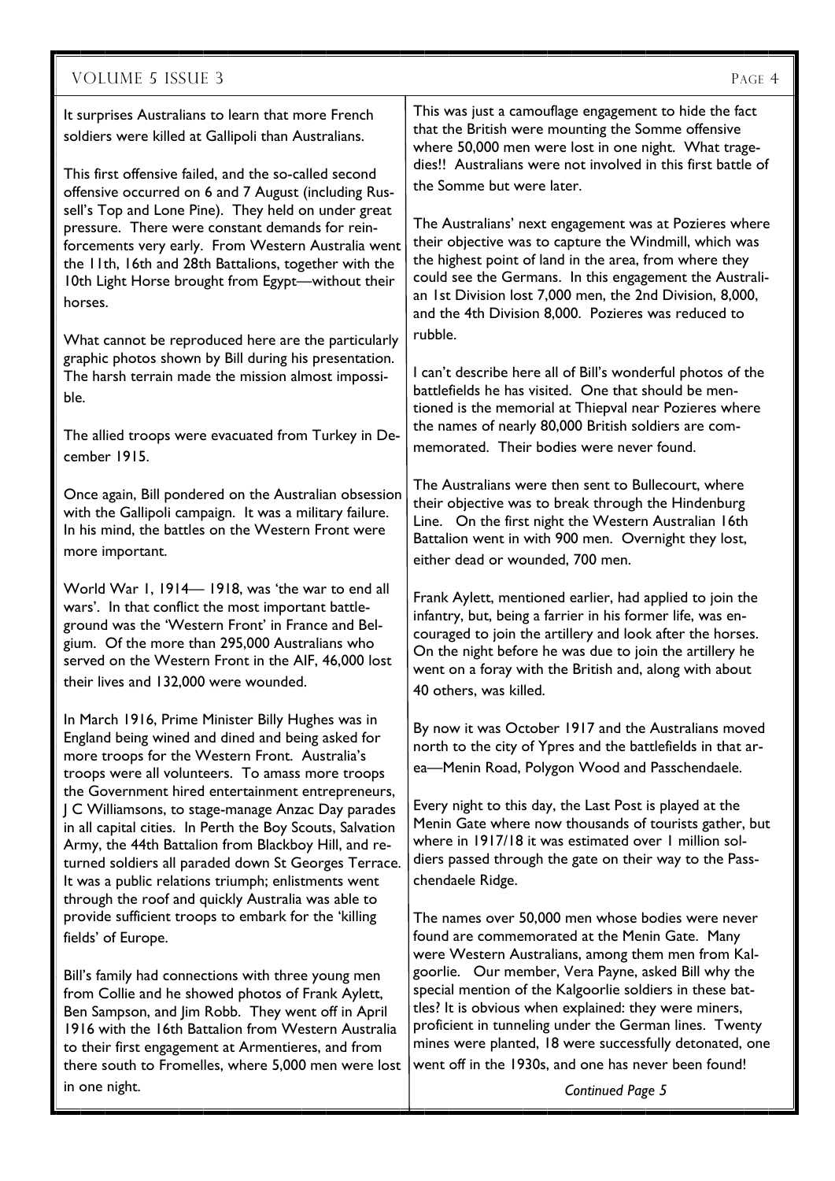It surprises Australians to learn that more French soldiers were killed at Gallipoli than Australians.

This first offensive failed, and the so-called second offensive occurred on 6 and 7 August (including Russell's Top and Lone Pine). They held on under great pressure. There were constant demands for reinforcements very early. From Western Australia went the 11th, 16th and 28th Battalions, together with the 10th Light Horse brought from Egypt—without their horses.

What cannot be reproduced here are the particularly graphic photos shown by Bill during his presentation. The harsh terrain made the mission almost impossible.

The allied troops were evacuated from Turkey in December 1915.

Once again, Bill pondered on the Australian obsession with the Gallipoli campaign. It was a military failure. In his mind, the battles on the Western Front were more important.

World War 1, 1914— 1918, was 'the war to end all wars'. In that conflict the most important battleground was the 'Western Front' in France and Belgium. Of the more than 295,000 Australians who served on the Western Front in the AIF, 46,000 lost their lives and 132,000 were wounded.

In March 1916, Prime Minister Billy Hughes was in England being wined and dined and being asked for more troops for the Western Front. Australia's troops were all volunteers. To amass more troops the Government hired entertainment entrepreneurs, J C Williamsons, to stage-manage Anzac Day parades in all capital cities. In Perth the Boy Scouts, Salvation Army, the 44th Battalion from Blackboy Hill, and returned soldiers all paraded down St Georges Terrace. It was a public relations triumph; enlistments went through the roof and quickly Australia was able to provide sufficient troops to embark for the 'killing fields' of Europe.

Bill's family had connections with three young men from Collie and he showed photos of Frank Aylett, Ben Sampson, and Jim Robb. They went off in April 1916 with the 16th Battalion from Western Australia to their first engagement at Armentieres, and from there south to Fromelles, where 5,000 men were lost in one night.

This was just a camouflage engagement to hide the fact that the British were mounting the Somme offensive where 50,000 men were lost in one night. What tragedies!! Australians were not involved in this first battle of the Somme but were later.

The Australians' next engagement was at Pozieres where their objective was to capture the Windmill, which was the highest point of land in the area, from where they could see the Germans. In this engagement the Australian 1st Division lost 7,000 men, the 2nd Division, 8,000, and the 4th Division 8,000. Pozieres was reduced to rubble.

I can't describe here all of Bill's wonderful photos of the battlefields he has visited. One that should be mentioned is the memorial at Thiepval near Pozieres where the names of nearly 80,000 British soldiers are commemorated. Their bodies were never found.

The Australians were then sent to Bullecourt, where their objective was to break through the Hindenburg Line. On the first night the Western Australian 16th Battalion went in with 900 men. Overnight they lost, either dead or wounded, 700 men.

Frank Aylett, mentioned earlier, had applied to join the infantry, but, being a farrier in his former life, was encouraged to join the artillery and look after the horses. On the night before he was due to join the artillery he went on a foray with the British and, along with about 40 others, was killed.

By now it was October 1917 and the Australians moved north to the city of Ypres and the battlefields in that area—Menin Road, Polygon Wood and Passchendaele.

Every night to this day, the Last Post is played at the Menin Gate where now thousands of tourists gather, but where in 1917/18 it was estimated over 1 million soldiers passed through the gate on their way to the Passchendaele Ridge.

The names over 50,000 men whose bodies were never found are commemorated at the Menin Gate. Many were Western Australians, among them men from Kalgoorlie. Our member, Vera Payne, asked Bill why the special mention of the Kalgoorlie soldiers in these battles? It is obvious when explained: they were miners, proficient in tunneling under the German lines. Twenty mines were planted, 18 were successfully detonated, one went off in the 1930s, and one has never been found!

*Continued Page 5*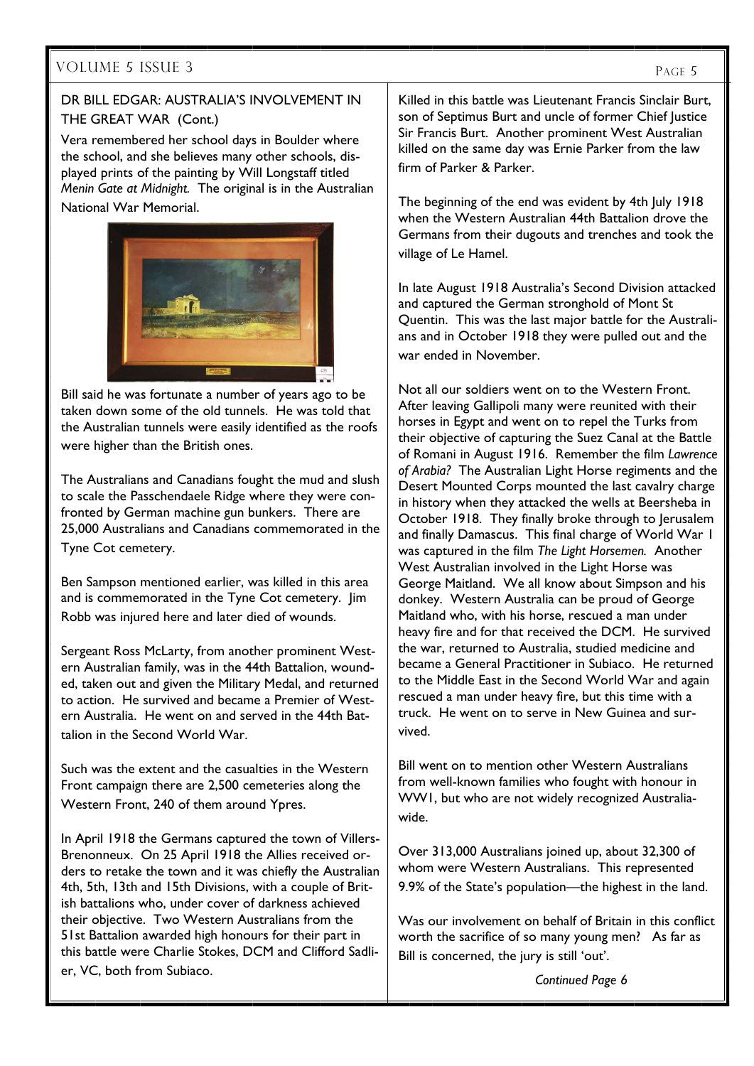## DR BILL EDGAR: AUSTRALIA'S INVOLVEMENT IN THE GREAT WAR (Cont.)

Vera remembered her school days in Boulder where the school, and she believes many other schools, displayed prints of the painting by Will Longstaff titled *Menin Gate at Midnight.* The original is in the Australian National War Memorial.

Bill said he was fortunate a number of years ago to be taken down some of the old tunnels. He was told that the Australian tunnels were easily identified as the roofs were higher than the British ones.

The Australians and Canadians fought the mud and slush to scale the Passchendaele Ridge where they were confronted by German machine gun bunkers. There are 25,000 Australians and Canadians commemorated in the Tyne Cot cemetery.

Ben Sampson mentioned earlier, was killed in this area and is commemorated in the Tyne Cot cemetery. Jim Robb was injured here and later died of wounds.

Sergeant Ross McLarty, from another prominent Western Australian family, was in the 44th Battalion, wounded, taken out and given the Military Medal, and returned to action. He survived and became a Premier of Western Australia. He went on and served in the 44th Battalion in the Second World War.

Such was the extent and the casualties in the Western Front campaign there are 2,500 cemeteries along the Western Front, 240 of them around Ypres.

In April 1918 the Germans captured the town of Villers-Brenonneux. On 25 April 1918 the Allies received orders to retake the town and it was chiefly the Australian 4th, 5th, 13th and 15th Divisions, with a couple of British battalions who, under cover of darkness achieved their objective. Two Western Australians from the 51st Battalion awarded high honours for their part in this battle were Charlie Stokes, DCM and Clifford Sadlier, VC, both from Subiaco.

Killed in this battle was Lieutenant Francis Sinclair Burt, son of Septimus Burt and uncle of former Chief Justice Sir Francis Burt. Another prominent West Australian killed on the same day was Ernie Parker from the law firm of Parker & Parker.

The beginning of the end was evident by 4th July 1918 when the Western Australian 44th Battalion drove the Germans from their dugouts and trenches and took the village of Le Hamel.

In late August 1918 Australia's Second Division attacked and captured the German stronghold of Mont St Quentin. This was the last major battle for the Australians and in October 1918 they were pulled out and the war ended in November.

Not all our soldiers went on to the Western Front. After leaving Gallipoli many were reunited with their horses in Egypt and went on to repel the Turks from their objective of capturing the Suez Canal at the Battle of Romani in August 1916. Remember the film *Lawrence of Arabia?* The Australian Light Horse regiments and the Desert Mounted Corps mounted the last cavalry charge in history when they attacked the wells at Beersheba in October 1918. They finally broke through to Jerusalem and finally Damascus. This final charge of World War I was captured in the film *The Light Horsemen.* Another West Australian involved in the Light Horse was George Maitland. We all know about Simpson and his donkey. Western Australia can be proud of George Maitland who, with his horse, rescued a man under heavy fire and for that received the DCM. He survived the war, returned to Australia, studied medicine and became a General Practitioner in Subiaco. He returned to the Middle East in the Second World War and again rescued a man under heavy fire, but this time with a truck. He went on to serve in New Guinea and survived.

Bill went on to mention other Western Australians from well-known families who fought with honour in WWI, but who are not widely recognized Australia-wide.

Over 313,000 Australians joined up, about 32,300 of whom were Western Australians. This represented 9.9% of the State's population—the highest in the land.

Was our involvement on behalf of Britain in this conflict worth the sacrifice of so many young men? As far as Bill is concerned, the jury is still 'out'.

*Continued Page 6*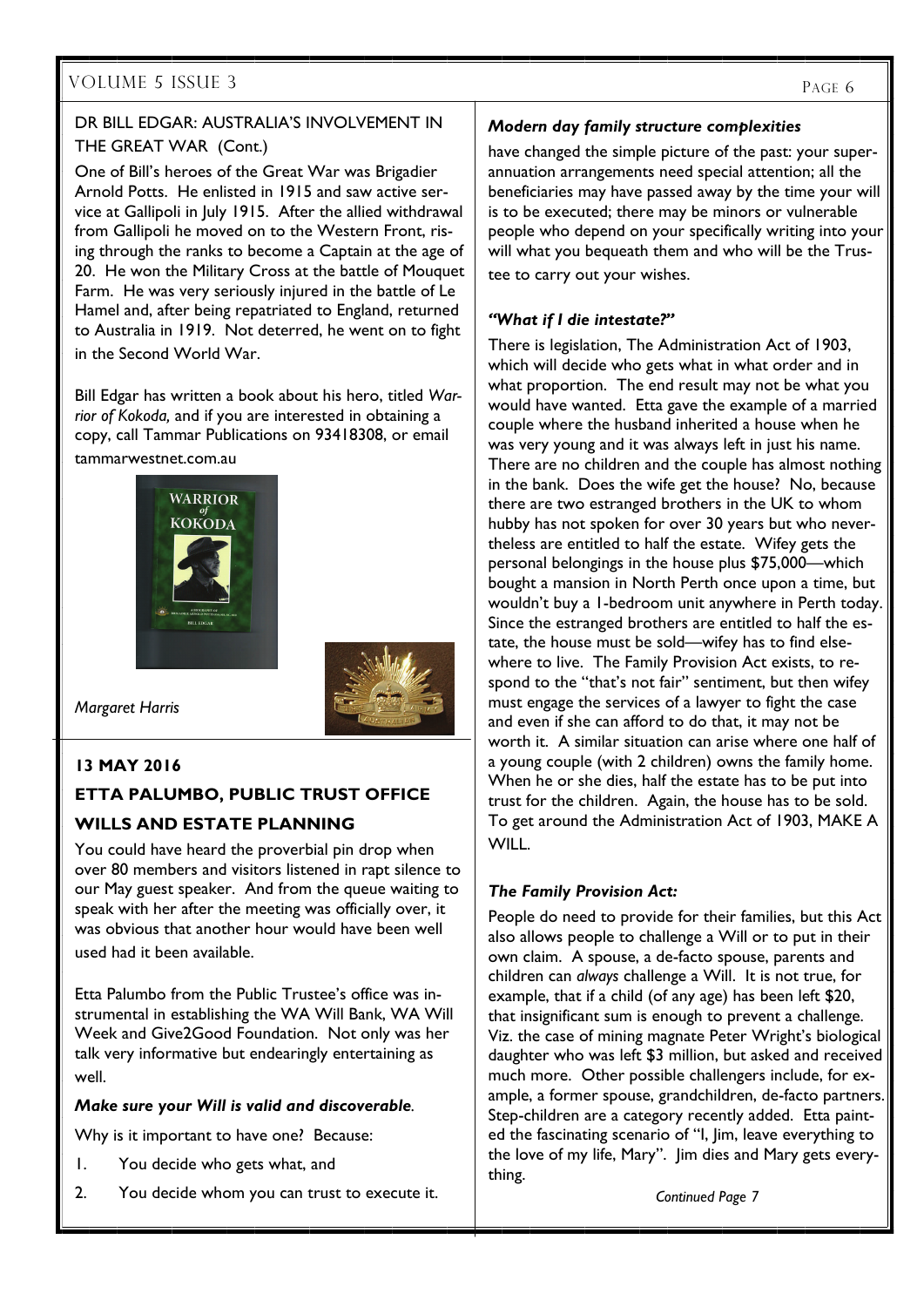## DR BILL EDGAR: AUSTRALIA'S INVOLVEMENT IN THE GREAT WAR (Cont.)

One of Bill's heroes of the Great War was Brigadier Arnold Potts. He enlisted in 1915 and saw active service at Gallipoli in July 1915. After the allied withdrawal from Gallipoli he moved on to the Western Front, rising through the ranks to become a Captain at the age of 20. He won the Military Cross at the battle of Mouquet Farm. He was very seriously injured in the battle of Le Hamel and, after being repatriated to England, returned to Australia in 1919. Not deterred, he went on to fight in the Second World War.

Bill Edgar has written a book about his hero, titled *Warrior of Kokoda,* and if you are interested in obtaining a copy, call Tammar Publications on 93418308, or email tammarwestnet.com.au

*Margaret Harris*

## 13 MAY 2016

## ETTA PALUMBO, PUBLIC TRUST OFFICE

## WILLS AND ESTATE PLANNING

You could have heard the proverbial pin drop when over 80 members and visitors listened in rapt silence to our May guest speaker. And from the queue waiting to speak with her after the meeting was officially over, it was obvious that another hour would have been well used had it been available.

Etta Palumbo from the Public Trustee's office was instrumental in establishing the WA Will Bank, WA Will Week and Give2Good Foundation. Not only was her talk very informative but endearingly entertaining as well.

***Make sure your Will is valid and discoverable*.**

Why is it important to have one? Because:

1. You decide who gets what, and
2. You decide whom you can trust to execute it.

***Modern day family structure complexities***

have changed the simple picture of the past: your superannuation arrangements need special attention; all the beneficiaries may have passed away by the time your will is to be executed; there may be minors or vulnerable people who depend on your specifically writing into your will what you bequeath them and who will be the Trustee to carry out your wishes.

***"What if I die intestate?"***

There is legislation, The Administration Act of 1903, which will decide who gets what in what order and in what proportion. The end result may not be what you would have wanted. Etta gave the example of a married couple where the husband inherited a house when he was very young and it was always left in just his name. There are no children and the couple has almost nothing in the bank. Does the wife get the house? No, because there are two estranged brothers in the UK to whom hubby has not spoken for over 30 years but who nevertheless are entitled to half the estate. Wifey gets the personal belongings in the house plus $75,000—which bought a mansion in North Perth once upon a time, but wouldn't buy a 1-bedroom unit anywhere in Perth today. Since the estranged brothers are entitled to half the estate, the house must be sold—wifey has to find elsewhere to live. The Family Provision Act exists, to respond to the "that's not fair" sentiment, but then wifey must engage the services of a lawyer to fight the case and even if she can afford to do that, it may not be worth it. A similar situation can arise where one half of a young couple (with 2 children) owns the family home. When he or she dies, half the estate has to be put into trust for the children. Again, the house has to be sold. To get around the Administration Act of 1903, MAKE A WILL.

***The Family Provision Act:***

People do need to provide for their families, but this Act also allows people to challenge a Will or to put in their own claim. A spouse, a de-facto spouse, parents and children can *always* challenge a Will. It is not true, for example, that if a child (of any age) has been left $20, that insignificant sum is enough to prevent a challenge. Viz. the case of mining magnate Peter Wright's biological daughter who was left $3 million, but asked and received much more. Other possible challengers include, for example, a former spouse, grandchildren, de-facto partners. Step-children are a category recently added. Etta painted the fascinating scenario of "I, Jim, leave everything to the love of my life, Mary". Jim dies and Mary gets everything.

*Continued Page 7*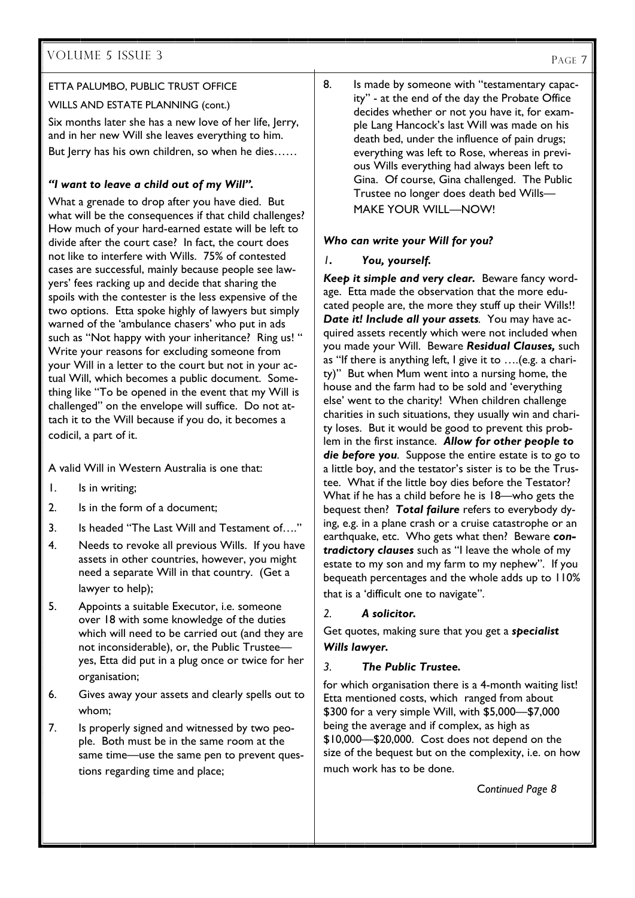ETTA PALUMBO, PUBLIC TRUST OFFICE

WILLS AND ESTATE PLANNING (cont.)

Six months later she has a new love of her life, Jerry, and in her new Will she leaves everything to him. But Jerry has his own children, so when he dies……

***"I want to leave a child out of my Will".***

What a grenade to drop after you have died. But what will be the consequences if that child challenges? How much of your hard-earned estate will be left to divide after the court case? In fact, the court does not like to interfere with Wills. 75% of contested cases are successful, mainly because people see lawyers' fees racking up and decide that sharing the spoils with the contester is the less expensive of the two options. Etta spoke highly of lawyers but simply warned of the 'ambulance chasers' who put in ads such as "Not happy with your inheritance? Ring us! " Write your reasons for excluding someone from your Will in a letter to the court but not in your actual Will, which becomes a public document. Something like "To be opened in the event that my Will is challenged" on the envelope will suffice. Do not attach it to the Will because if you do, it becomes a codicil, a part of it.

A valid Will in Western Australia is one that:

1. Is in writing;
2. Is in the form of a document;
3. Is headed "The Last Will and Testament of…."
4. Needs to revoke all previous Wills. If you have assets in other countries, however, you might need a separate Will in that country. (Get a lawyer to help);
5. Appoints a suitable Executor, i.e. someone over 18 with some knowledge of the duties which will need to be carried out (and they are not inconsiderable), or, the Public Trustee—yes, Etta did put in a plug once or twice for her organisation;
6. Gives away your assets and clearly spells out to whom;
7. Is properly signed and witnessed by two people. Both must be in the same room at the same time—use the same pen to prevent questions regarding time and place;
8. Is made by someone with "testamentary capacity" - at the end of the day the Probate Office decides whether or not you have it, for example Lang Hancock's last Will was made on his death bed, under the influence of pain drugs; everything was left to Rose, whereas in previous Wills everything had always been left to Gina. Of course, Gina challenged. The Public Trustee no longer does death bed Wills—MAKE YOUR WILL—NOW!

***Who can write your Will for you?***

***1. You, yourself.***

***Keep it simple and very clear.*** Beware fancy wordage. Etta made the observation that the more educated people are, the more they stuff up their Wills!! ***Date it! Include all your assets***. You may have acquired assets recently which were not included when you made your Will. Beware ***Residual Clauses,*** such as "If there is anything left, I give it to ….(e.g. a charity)" But when Mum went into a nursing home, the house and the farm had to be sold and 'everything else' went to the charity! When children challenge charities in such situations, they usually win and charity loses. But it would be good to prevent this problem in the first instance. ***Allow for other people to die before you***. Suppose the entire estate is to go to a little boy, and the testator's sister is to be the Trustee. What if the little boy dies before the Testator? What if he has a child before he is 18—who gets the bequest then? ***Total failure*** refers to everybody dying, e.g. in a plane crash or a cruise catastrophe or an earthquake, etc. Who gets what then? Beware ***contradictory clauses*** such as "I leave the whole of my estate to my son and my farm to my nephew". If you bequeath percentages and the whole adds up to 110% that is a 'difficult one to navigate".

***2. A solicitor.***

Get quotes, making sure that you get a ***specialist Wills lawyer.***

***3. The Public Trustee.***

for which organisation there is a 4-month waiting list! Etta mentioned costs, which ranged from about $300 for a very simple Will, with $5,000—$7,000 being the average and if complex, as high as $10,000—$20,000. Cost does not depend on the size of the bequest but on the complexity, i.e. on how much work has to be done.

*Continued Page 8*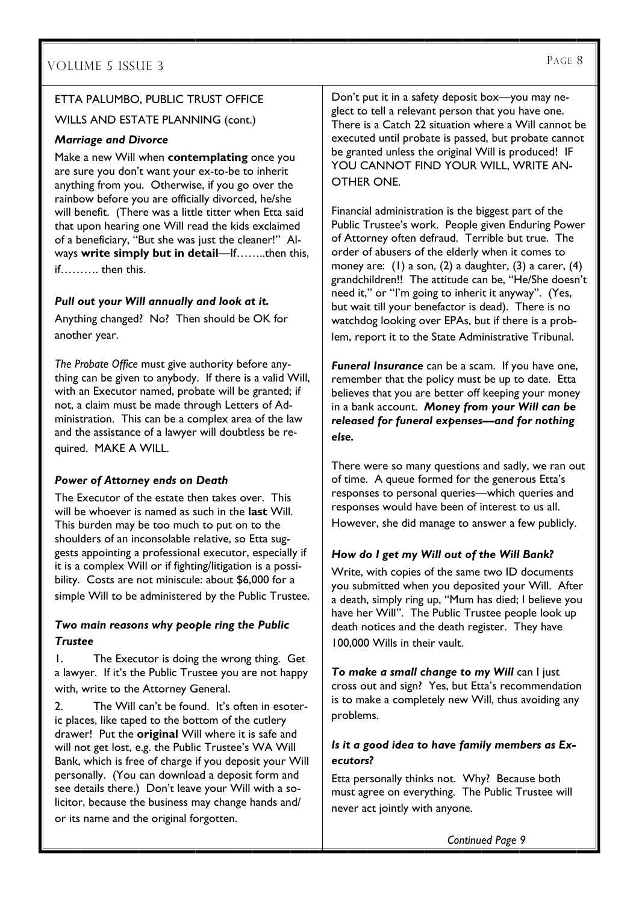ETTA PALUMBO, PUBLIC TRUST OFFICE

WILLS AND ESTATE PLANNING (cont.)

### *Marriage and Divorce*

Make a new Will when **contemplating** once you are sure you don't want your ex-to-be to inherit anything from you. Otherwise, if you go over the rainbow before you are officially divorced, he/she will benefit. (There was a little titter when Etta said that upon hearing one Will read the kids exclaimed of a beneficiary, "But she was just the cleaner!" Always **write simply but in detail**—If……..then this, if………. then this.

### *Pull out your Will annually and look at it.*

Anything changed? No? Then should be OK for another year.

*The Probate Office* must give authority before anything can be given to anybody. If there is a valid Will, with an Executor named, probate will be granted; if not, a claim must be made through Letters of Administration. This can be a complex area of the law and the assistance of a lawyer will doubtless be required. MAKE A WILL.

### *Power of Attorney ends on Death*

The Executor of the estate then takes over. This will be whoever is named as such in the **last** Will. This burden may be too much to put on to the shoulders of an inconsolable relative, so Etta suggests appointing a professional executor, especially if it is a complex Will or if fighting/litigation is a possibility. Costs are not miniscule: about $6,000 for a simple Will to be administered by the Public Trustee.

### *Two main reasons why people ring the Public Trustee*

1. The Executor is doing the wrong thing. Get a lawyer. If it's the Public Trustee you are not happy with, write to the Attorney General.
2. The Will can't be found. It's often in esoteric places, like taped to the bottom of the cutlery drawer! Put the **original** Will where it is safe and will not get lost, e.g. the Public Trustee's WA Will Bank, which is free of charge if you deposit your Will personally. (You can download a deposit form and see details there.) Don't leave your Will with a solicitor, because the business may change hands and/or its name and the original forgotten.

Don't put it in a safety deposit box—you may neglect to tell a relevant person that you have one. There is a Catch 22 situation where a Will cannot be executed until probate is passed, but probate cannot be granted unless the original Will is produced! IF YOU CANNOT FIND YOUR WILL, WRITE ANOTHER ONE.

Financial administration is the biggest part of the Public Trustee's work. People given Enduring Power of Attorney often defraud. Terrible but true. The order of abusers of the elderly when it comes to money are: (1) a son, (2) a daughter, (3) a carer, (4) grandchildren!! The attitude can be, "He/She doesn't need it," or "I'm going to inherit it anyway". (Yes, but wait till your benefactor is dead). There is no watchdog looking over EPAs, but if there is a problem, report it to the State Administrative Tribunal.

***Funeral Insurance*** can be a scam. If you have one, remember that the policy must be up to date. Etta believes that you are better off keeping your money in a bank account. ***Money from your Will can be released for funeral expenses—and for nothing else.***

There were so many questions and sadly, we ran out of time. A queue formed for the generous Etta's responses to personal queries—which queries and responses would have been of interest to us all. However, she did manage to answer a few publicly.

### *How do I get my Will out of the Will Bank?*

Write, with copies of the same two ID documents you submitted when you deposited your Will. After a death, simply ring up, "Mum has died; I believe you have her Will". The Public Trustee people look up death notices and the death register. They have 100,000 Wills in their vault.

***To make a small change to my Will*** can I just cross out and sign? Yes, but Etta's recommendation is to make a completely new Will, thus avoiding any problems.

### *Is it a good idea to have family members as Executors?*

Etta personally thinks not. Why? Because both must agree on everything. The Public Trustee will never act jointly with anyone.

*Continued Page 9*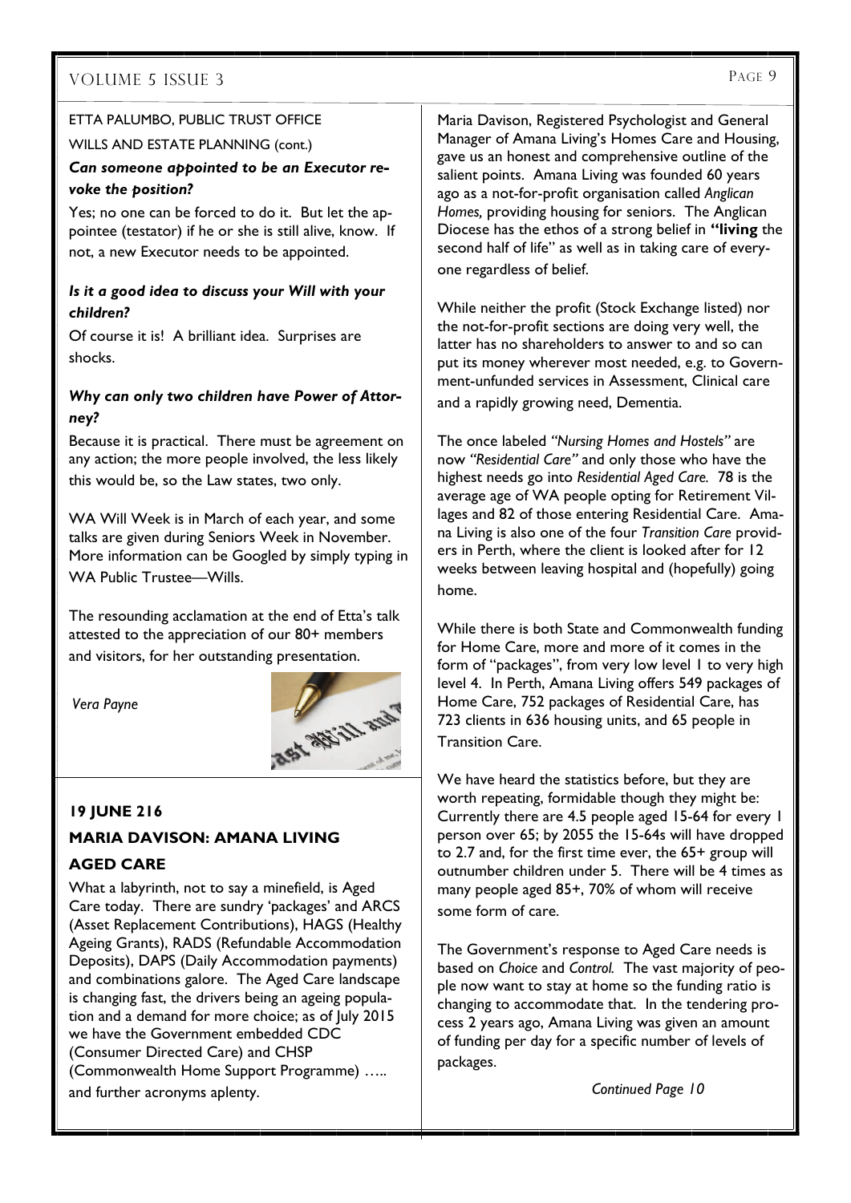ETTA PALUMBO, PUBLIC TRUST OFFICE

WILLS AND ESTATE PLANNING (cont.)

***Can someone appointed to be an Executor revoke the position?***

Yes; no one can be forced to do it. But let the appointee (testator) if he or she is still alive, know. If not, a new Executor needs to be appointed.

***Is it a good idea to discuss your Will with your children?***

Of course it is! A brilliant idea. Surprises are shocks.

***Why can only two children have Power of Attorney?***

Because it is practical. There must be agreement on any action; the more people involved, the less likely this would be, so the Law states, two only.

WA Will Week is in March of each year, and some talks are given during Seniors Week in November. More information can be Googled by simply typing in WA Public Trustee—Wills.

The resounding acclamation at the end of Etta's talk attested to the appreciation of our 80+ members and visitors, for her outstanding presentation.

*Vera Payne*

## 19 JUNE 216

## MARIA DAVISON: AMANA LIVING

## AGED CARE

What a labyrinth, not to say a minefield, is Aged Care today. There are sundry 'packages' and ARCS (Asset Replacement Contributions), HAGS (Healthy Ageing Grants), RADS (Refundable Accommodation Deposits), DAPS (Daily Accommodation payments) and combinations galore. The Aged Care landscape is changing fast, the drivers being an ageing population and a demand for more choice; as of July 2015 we have the Government embedded CDC (Consumer Directed Care) and CHSP (Commonwealth Home Support Programme) ….. and further acronyms aplenty.

Maria Davison, Registered Psychologist and General Manager of Amana Living's Homes Care and Housing, gave us an honest and comprehensive outline of the salient points. Amana Living was founded 60 years ago as a not-for-profit organisation called *Anglican Homes,* providing housing for seniors. The Anglican Diocese has the ethos of a strong belief in **"living** the second half of life" as well as in taking care of everyone regardless of belief.

While neither the profit (Stock Exchange listed) nor the not-for-profit sections are doing very well, the latter has no shareholders to answer to and so can put its money wherever most needed, e.g. to Government-unfunded services in Assessment, Clinical care and a rapidly growing need, Dementia.

The once labeled *"Nursing Homes and Hostels"* are now *"Residential Care"* and only those who have the highest needs go into *Residential Aged Care.* 78 is the average age of WA people opting for Retirement Villages and 82 of those entering Residential Care. Amana Living is also one of the four *Transition Care* providers in Perth, where the client is looked after for 12 weeks between leaving hospital and (hopefully) going home.

While there is both State and Commonwealth funding for Home Care, more and more of it comes in the form of "packages", from very low level 1 to very high level 4. In Perth, Amana Living offers 549 packages of Home Care, 752 packages of Residential Care, has 723 clients in 636 housing units, and 65 people in Transition Care.

We have heard the statistics before, but they are worth repeating, formidable though they might be: Currently there are 4.5 people aged 15-64 for every 1 person over 65; by 2055 the 15-64s will have dropped to 2.7 and, for the first time ever, the 65+ group will outnumber children under 5. There will be 4 times as many people aged 85+, 70% of whom will receive some form of care.

The Government's response to Aged Care needs is based on *Choice* and *Control.* The vast majority of people now want to stay at home so the funding ratio is changing to accommodate that. In the tendering process 2 years ago, Amana Living was given an amount of funding per day for a specific number of levels of packages.

*Continued Page 10*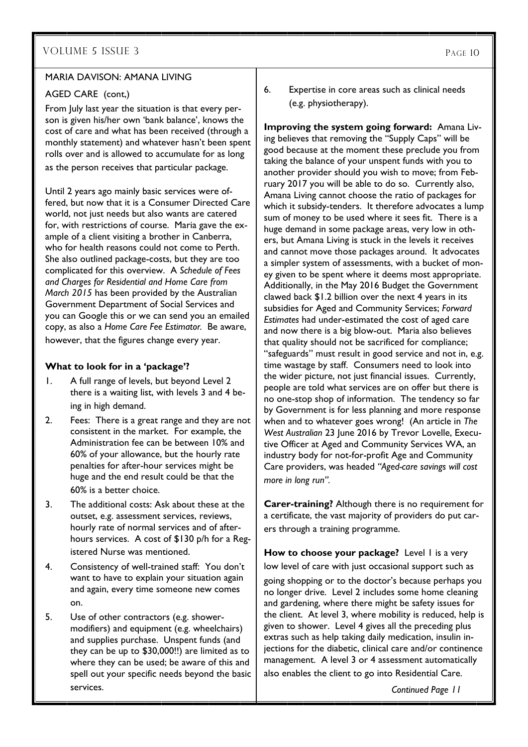MARIA DAVISON: AMANA LIVING

AGED CARE (cont,)

From July last year the situation is that every person is given his/her own 'bank balance', knows the cost of care and what has been received (through a monthly statement) and whatever hasn't been spent rolls over and is allowed to accumulate for as long as the person receives that particular package.

Until 2 years ago mainly basic services were offered, but now that it is a Consumer Directed Care world, not just needs but also wants are catered for, with restrictions of course. Maria gave the example of a client visiting a brother in Canberra, who for health reasons could not come to Perth. She also outlined package-costs, but they are too complicated for this overview. A *Schedule of Fees and Charges for Residential and Home Care from March 2015* has been provided by the Australian Government Department of Social Services and you can Google this or we can send you an emailed copy, as also a *Home Care Fee Estimator.* Be aware, however, that the figures change every year.

**What to look for in a 'package'?**

1. A full range of levels, but beyond Level 2 there is a waiting list, with levels 3 and 4 being in high demand.
2. Fees: There is a great range and they are not consistent in the market. For example, the Administration fee can be between 10% and 60% of your allowance, but the hourly rate penalties for after-hour services might be huge and the end result could be that the 60% is a better choice.
3. The additional costs: Ask about these at the outset, e.g. assessment services, reviews, hourly rate of normal services and of after-hours services. A cost of $130 p/h for a Registered Nurse was mentioned.
4. Consistency of well-trained staff: You don't want to have to explain your situation again and again, every time someone new comes on.
5. Use of other contractors (e.g. shower-modifiers) and equipment (e.g. wheelchairs) and supplies purchase. Unspent funds (and they can be up to $30,000!!) are limited as to where they can be used; be aware of this and spell out your specific needs beyond the basic services.
6. Expertise in core areas such as clinical needs (e.g. physiotherapy).

**Improving the system going forward:** Amana Living believes that removing the "Supply Caps" will be good because at the moment these preclude you from taking the balance of your unspent funds with you to another provider should you wish to move; from February 2017 you will be able to do so. Currently also, Amana Living cannot choose the ratio of packages for which it subsidy-tenders. It therefore advocates a lump sum of money to be used where it sees fit. There is a huge demand in some package areas, very low in others, but Amana Living is stuck in the levels it receives and cannot move those packages around. It advocates a simpler system of assessments, with a bucket of money given to be spent where it deems most appropriate. Additionally, in the May 2016 Budget the Government clawed back $1.2 billion over the next 4 years in its subsidies for Aged and Community Services; *Forward Estimates* had under-estimated the cost of aged care and now there is a big blow-out. Maria also believes that quality should not be sacrificed for compliance; "safeguards" must result in good service and not in, e.g. time wastage by staff. Consumers need to look into the wider picture, not just financial issues. Currently, people are told what services are on offer but there is no one-stop shop of information. The tendency so far by Government is for less planning and more response when and to whatever goes wrong! (An article in *The West Australian* 23 June 2016 by Trevor Lovelle, Executive Officer at Aged and Community Services WA, an industry body for not-for-profit Age and Community Care providers, was headed *"Aged-care savings will cost more in long run".*

**Carer-training?** Although there is no requirement for a certificate, the vast majority of providers do put carers through a training programme.

**How to choose your package?** Level 1 is a very low level of care with just occasional support such as going shopping or to the doctor's because perhaps you no longer drive. Level 2 includes some home cleaning and gardening, where there might be safety issues for the client. At level 3, where mobility is reduced, help is given to shower. Level 4 gives all the preceding plus extras such as help taking daily medication, insulin injections for the diabetic, clinical care and/or continence management. A level 3 or 4 assessment automatically also enables the client to go into Residential Care.

*Continued Page 11*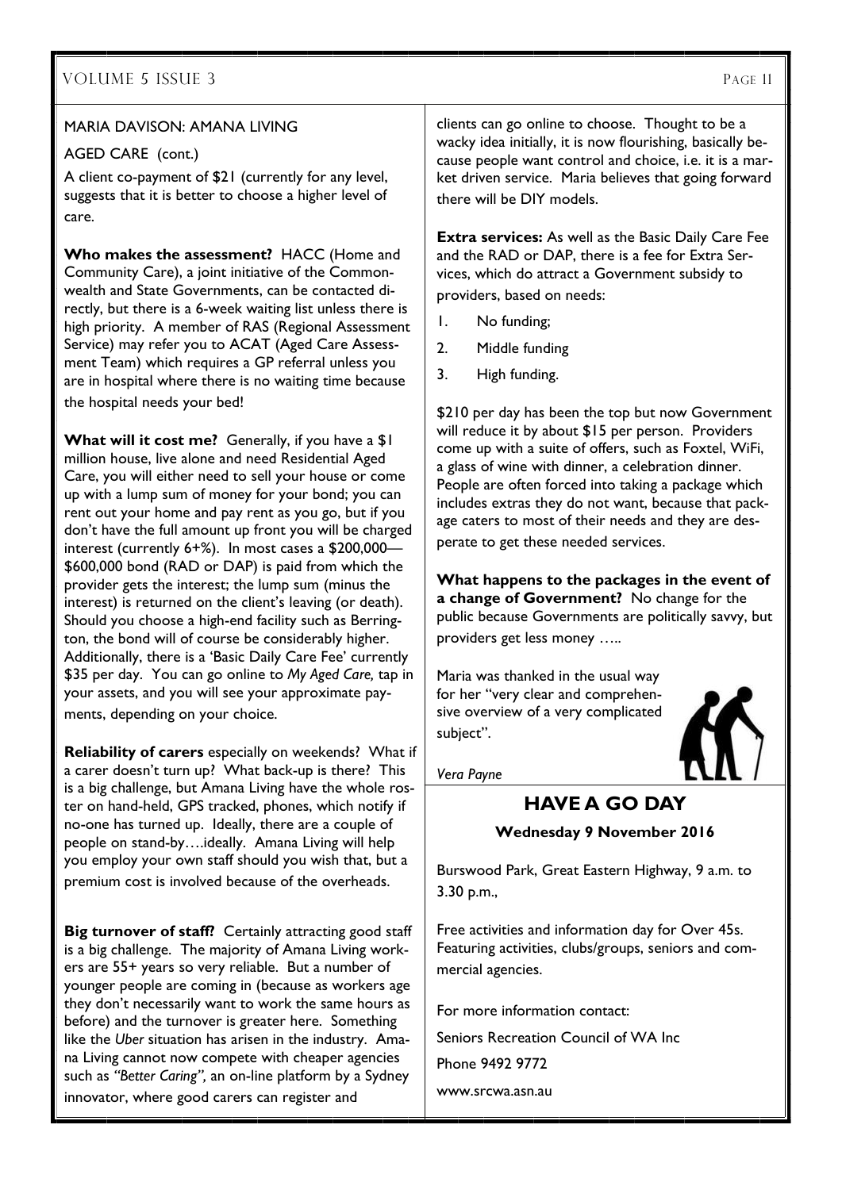MARIA DAVISON: AMANA LIVING

AGED CARE (cont.)

A client co-payment of $21 (currently for any level, suggests that it is better to choose a higher level of care.

**Who makes the assessment?** HACC (Home and Community Care), a joint initiative of the Commonwealth and State Governments, can be contacted directly, but there is a 6-week waiting list unless there is high priority. A member of RAS (Regional Assessment Service) may refer you to ACAT (Aged Care Assessment Team) which requires a GP referral unless you are in hospital where there is no waiting time because the hospital needs your bed!

**What will it cost me?** Generally, if you have a $1 million house, live alone and need Residential Aged Care, you will either need to sell your house or come up with a lump sum of money for your bond; you can rent out your home and pay rent as you go, but if you don't have the full amount up front you will be charged interest (currently 6+%). In most cases a $200,000—$600,000 bond (RAD or DAP) is paid from which the provider gets the interest; the lump sum (minus the interest) is returned on the client's leaving (or death). Should you choose a high-end facility such as Berrington, the bond will of course be considerably higher. Additionally, there is a 'Basic Daily Care Fee' currently $35 per day. You can go online to *My Aged Care,* tap in your assets, and you will see your approximate payments, depending on your choice.

**Reliability of carers** especially on weekends? What if a carer doesn't turn up? What back-up is there? This is a big challenge, but Amana Living have the whole roster on hand-held, GPS tracked, phones, which notify if no-one has turned up. Ideally, there are a couple of people on stand-by….ideally. Amana Living will help you employ your own staff should you wish that, but a premium cost is involved because of the overheads.

**Big turnover of staff?** Certainly attracting good staff is a big challenge. The majority of Amana Living workers are 55+ years so very reliable. But a number of younger people are coming in (because as workers age they don't necessarily want to work the same hours as before) and the turnover is greater here. Something like the *Uber* situation has arisen in the industry. Amana Living cannot now compete with cheaper agencies such as *"Better Caring",* an on-line platform by a Sydney innovator, where good carers can register and clients can go online to choose. Thought to be a wacky idea initially, it is now flourishing, basically because people want control and choice, i.e. it is a market driven service. Maria believes that going forward there will be DIY models.

**Extra services:** As well as the Basic Daily Care Fee and the RAD or DAP, there is a fee for Extra Services, which do attract a Government subsidy to providers, based on needs:

1. No funding;
2. Middle funding
3. High funding.

$210 per day has been the top but now Government will reduce it by about $15 per person. Providers come up with a suite of offers, such as Foxtel, WiFi, a glass of wine with dinner, a celebration dinner. People are often forced into taking a package which includes extras they do not want, because that package caters to most of their needs and they are desperate to get these needed services.

**What happens to the packages in the event of a change of Government?** No change for the public because Governments are politically savvy, but providers get less money …..

Maria was thanked in the usual way for her "very clear and comprehensive overview of a very complicated subject".

*Vera Payne*

## HAVE A GO DAY

**Wednesday 9 November 2016**

Burswood Park, Great Eastern Highway, 9 a.m. to 3.30 p.m.,

Free activities and information day for Over 45s. Featuring activities, clubs/groups, seniors and commercial agencies.

For more information contact:

Seniors Recreation Council of WA Inc

Phone 9492 9772

www.srcwa.asn.au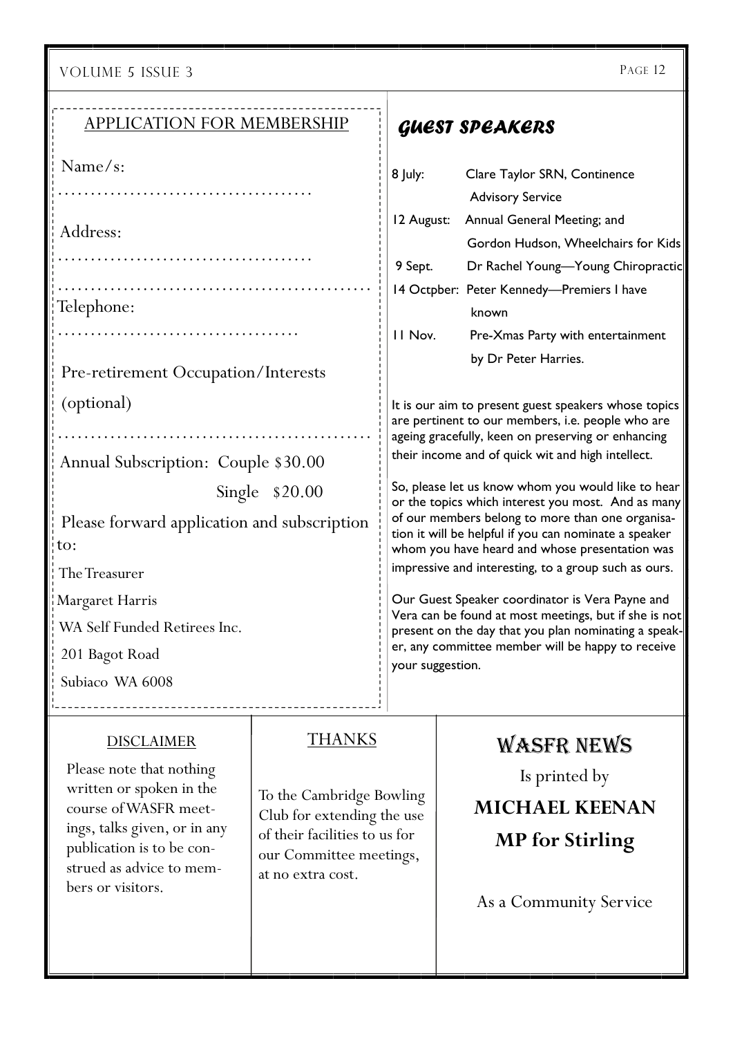## APPLICATION FOR MEMBERSHIP

Name/s:

....................................

Address:

....................................

..............................................

Telephone:

..................................

Pre-retirement Occupation/Interests (optional)

..............................................

Annual Subscription: Couple $30.00

Single $20.00

Please forward application and subscription to:

The Treasurer
Margaret Harris
WA Self Funded Retirees Inc.
201 Bagot Road
Subiaco WA 6008

## *GUEST SPEAKERS*

| | |
|---|---|
| 8 July: | Clare Taylor SRN, Continence Advisory Service |
| 12 August: | Annual General Meeting; and Gordon Hudson, Wheelchairs for Kids |
| 9 Sept. | Dr Rachel Young—Young Chiropractic |
| 14 Octpber: | Peter Kennedy—Premiers I have known |
| 11 Nov. | Pre-Xmas Party with entertainment by Dr Peter Harries. |

It is our aim to present guest speakers whose topics are pertinent to our members, i.e. people who are ageing gracefully, keen on preserving or enhancing their income and of quick wit and high intellect.

So, please let us know whom you would like to hear or the topics which interest you most. And as many of our members belong to more than one organisation it will be helpful if you can nominate a speaker whom you have heard and whose presentation was impressive and interesting, to a group such as ours.

Our Guest Speaker coordinator is Vera Payne and Vera can be found at most meetings, but if she is not present on the day that you plan nominating a speaker, any committee member will be happy to receive your suggestion.

### DISCLAIMER

Please note that nothing written or spoken in the course of WASFR meetings, talks given, or in any publication is to be construed as advice to members or visitors.

### THANKS

To the Cambridge Bowling Club for extending the use of their facilities to us for our Committee meetings, at no extra cost.

### WASFR NEWS

Is printed by

**MICHAEL KEENAN**

**MP for Stirling**

As a Community Service